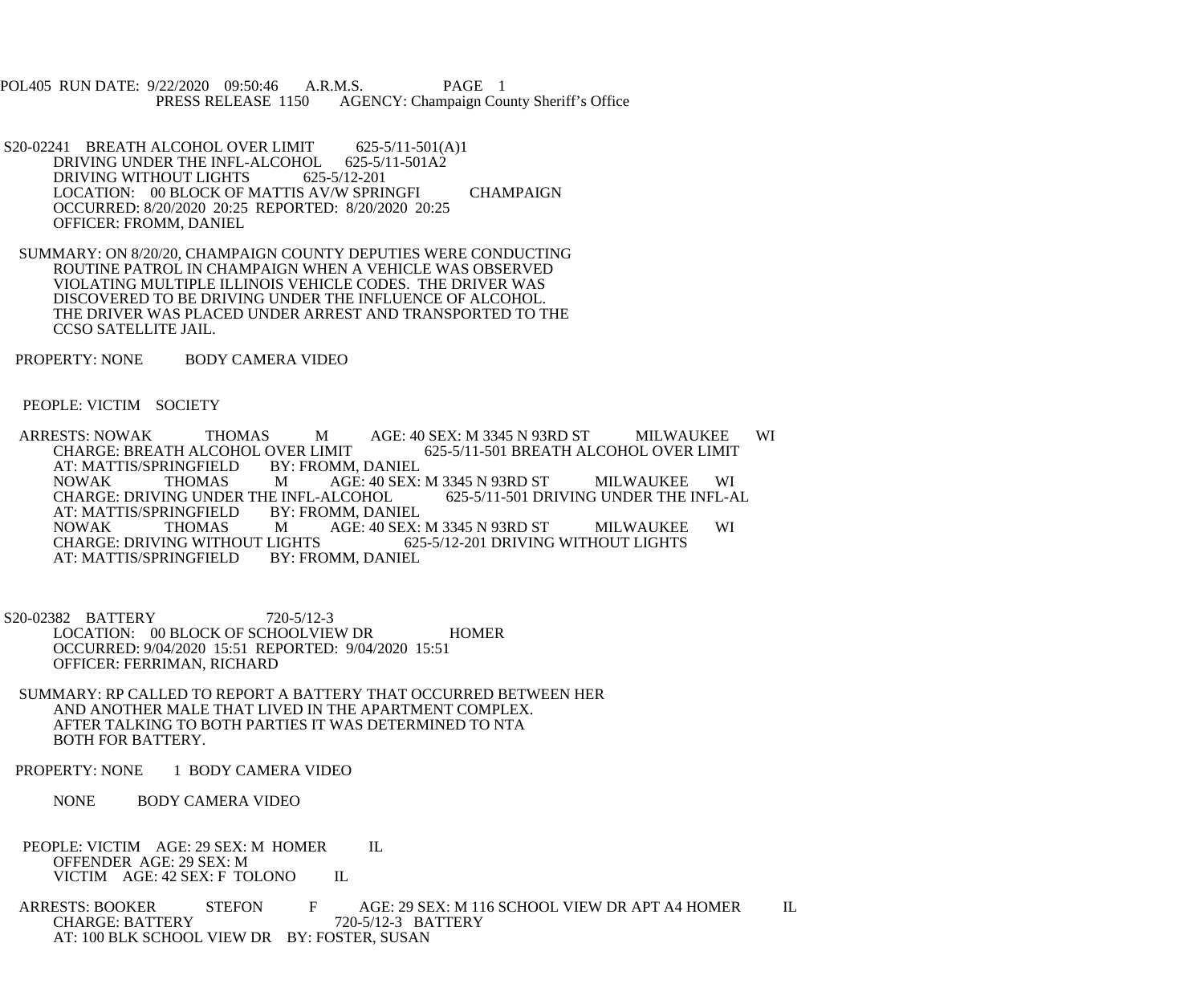POL405 RUN DATE: 9/22/2020 09:50:46 A.R.M.S. PAGE 1
PRESS RELEASE 1150 AGENCY: Champaign County Sheriff's Office

S20-02241 BREATH ALCOHOL OVER LIMIT 625-5/11-501(A)1
DRIVING UNDER THE INFL-ALCOHOL 625-5/11-501A2
DRIVING WITHOUT LIGHTS 625-5/12-201
LOCATION: 00 BLOCK OF MATTIS AV/W SPRINGFI CHAMPAIGN
OCCURRED: 8/20/2020 20:25 REPORTED: 8/20/2020 20:25
OFFICER: FROMM, DANIEL

SUMMARY: ON 8/20/20, CHAMPAIGN COUNTY DEPUTIES WERE CONDUCTING ROUTINE PATROL IN CHAMPAIGN WHEN A VEHICLE WAS OBSERVED VIOLATING MULTIPLE ILLINOIS VEHICLE CODES. THE DRIVER WAS DISCOVERED TO BE DRIVING UNDER THE INFLUENCE OF ALCOHOL. THE DRIVER WAS PLACED UNDER ARREST AND TRANSPORTED TO THE CCSO SATELLITE JAIL.

PROPERTY: NONE BODY CAMERA VIDEO

PEOPLE: VICTIM SOCIETY

ARRESTS: NOWAK THOMAS M AGE: 40 SEX: M 3345 N 93RD ST MILWAUKEE WI
CHARGE: BREATH ALCOHOL OVER LIMIT 625-5/11-501 BREATH ALCOHOL OVER LIMIT
AT: MATTIS/SPRINGFIELD BY: FROMM, DANIEL
NOWAK THOMAS M AGE: 40 SEX: M 3345 N 93RD ST MILWAUKEE WI
CHARGE: DRIVING UNDER THE INFL-ALCOHOL 625-5/11-501 DRIVING UNDER THE INFL-AL
AT: MATTIS/SPRINGFIELD BY: FROMM, DANIEL
NOWAK THOMAS M AGE: 40 SEX: M 3345 N 93RD ST MILWAUKEE WI
CHARGE: DRIVING WITHOUT LIGHTS 625-5/12-201 DRIVING WITHOUT LIGHTS
AT: MATTIS/SPRINGFIELD BY: FROMM, DANIEL

S20-02382 BATTERY 720-5/12-3
LOCATION: 00 BLOCK OF SCHOOLVIEW DR HOMER
OCCURRED: 9/04/2020 15:51 REPORTED: 9/04/2020 15:51
OFFICER: FERRIMAN, RICHARD

SUMMARY: RP CALLED TO REPORT A BATTERY THAT OCCURRED BETWEEN HER AND ANOTHER MALE THAT LIVED IN THE APARTMENT COMPLEX. AFTER TALKING TO BOTH PARTIES IT WAS DETERMINED TO NTA BOTH FOR BATTERY.

PROPERTY: NONE 1 BODY CAMERA VIDEO

NONE BODY CAMERA VIDEO

PEOPLE: VICTIM AGE: 29 SEX: M HOMER IL
OFFENDER AGE: 29 SEX: M
VICTIM AGE: 42 SEX: F TOLONO IL

ARRESTS: BOOKER STEFON F AGE: 29 SEX: M 116 SCHOOL VIEW DR APT A4 HOMER IL
CHARGE: BATTERY 720-5/12-3 BATTERY
AT: 100 BLK SCHOOL VIEW DR BY: FOSTER, SUSAN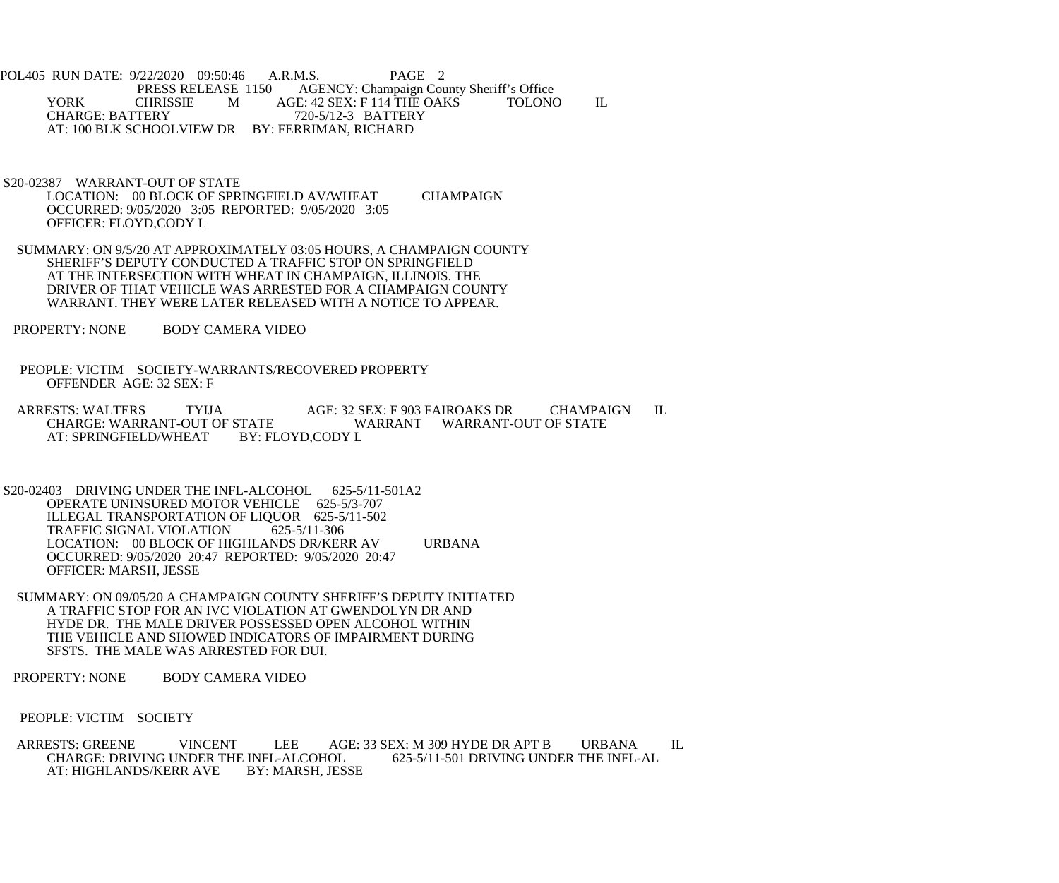POL405 RUN DATE: 9/22/2020 09:50:46 A.R.M.S. PAGE 2
PRESS RELEASE 1150 AGENCY: Champaign County Sheriff's Office

YORK CHRISSIE M AGE: 42 SEX: F 114 THE OAKS TOLONO IL
CHARGE: BATTERY 720-5/12-3 BATTERY
AT: 100 BLK SCHOOLVIEW DR BY: FERRIMAN, RICHARD

S20-02387 WARRANT-OUT OF STATE
LOCATION: 00 BLOCK OF SPRINGFIELD AV/WHEAT CHAMPAIGN
OCCURRED: 9/05/2020 3:05 REPORTED: 9/05/2020 3:05
OFFICER: FLOYD,CODY L

SUMMARY: ON 9/5/20 AT APPROXIMATELY 03:05 HOURS, A CHAMPAIGN COUNTY SHERIFF'S DEPUTY CONDUCTED A TRAFFIC STOP ON SPRINGFIELD AT THE INTERSECTION WITH WHEAT IN CHAMPAIGN, ILLINOIS. THE DRIVER OF THAT VEHICLE WAS ARRESTED FOR A CHAMPAIGN COUNTY WARRANT. THEY WERE LATER RELEASED WITH A NOTICE TO APPEAR.

PROPERTY: NONE BODY CAMERA VIDEO

PEOPLE: VICTIM SOCIETY-WARRANTS/RECOVERED PROPERTY
OFFENDER AGE: 32 SEX: F

ARRESTS: WALTERS TYIJA AGE: 32 SEX: F 903 FAIROAKS DR CHAMPAIGN IL
CHARGE: WARRANT-OUT OF STATE WARRANT WARRANT-OUT OF STATE
AT: SPRINGFIELD/WHEAT BY: FLOYD,CODY L

S20-02403 DRIVING UNDER THE INFL-ALCOHOL 625-5/11-501A2
OPERATE UNINSURED MOTOR VEHICLE 625-5/3-707
ILLEGAL TRANSPORTATION OF LIQUOR 625-5/11-502
TRAFFIC SIGNAL VIOLATION 625-5/11-306
LOCATION: 00 BLOCK OF HIGHLANDS DR/KERR AV URBANA
OCCURRED: 9/05/2020 20:47 REPORTED: 9/05/2020 20:47
OFFICER: MARSH, JESSE

SUMMARY: ON 09/05/20 A CHAMPAIGN COUNTY SHERIFF'S DEPUTY INITIATED A TRAFFIC STOP FOR AN IVC VIOLATION AT GWENDOLYN DR AND HYDE DR. THE MALE DRIVER POSSESSED OPEN ALCOHOL WITHIN THE VEHICLE AND SHOWED INDICATORS OF IMPAIRMENT DURING SFSTS. THE MALE WAS ARRESTED FOR DUI.

PROPERTY: NONE BODY CAMERA VIDEO

PEOPLE: VICTIM SOCIETY

ARRESTS: GREENE VINCENT LEE AGE: 33 SEX: M 309 HYDE DR APT B URBANA IL
CHARGE: DRIVING UNDER THE INFL-ALCOHOL 625-5/11-501 DRIVING UNDER THE INFL-AL
AT: HIGHLANDS/KERR AVE BY: MARSH, JESSE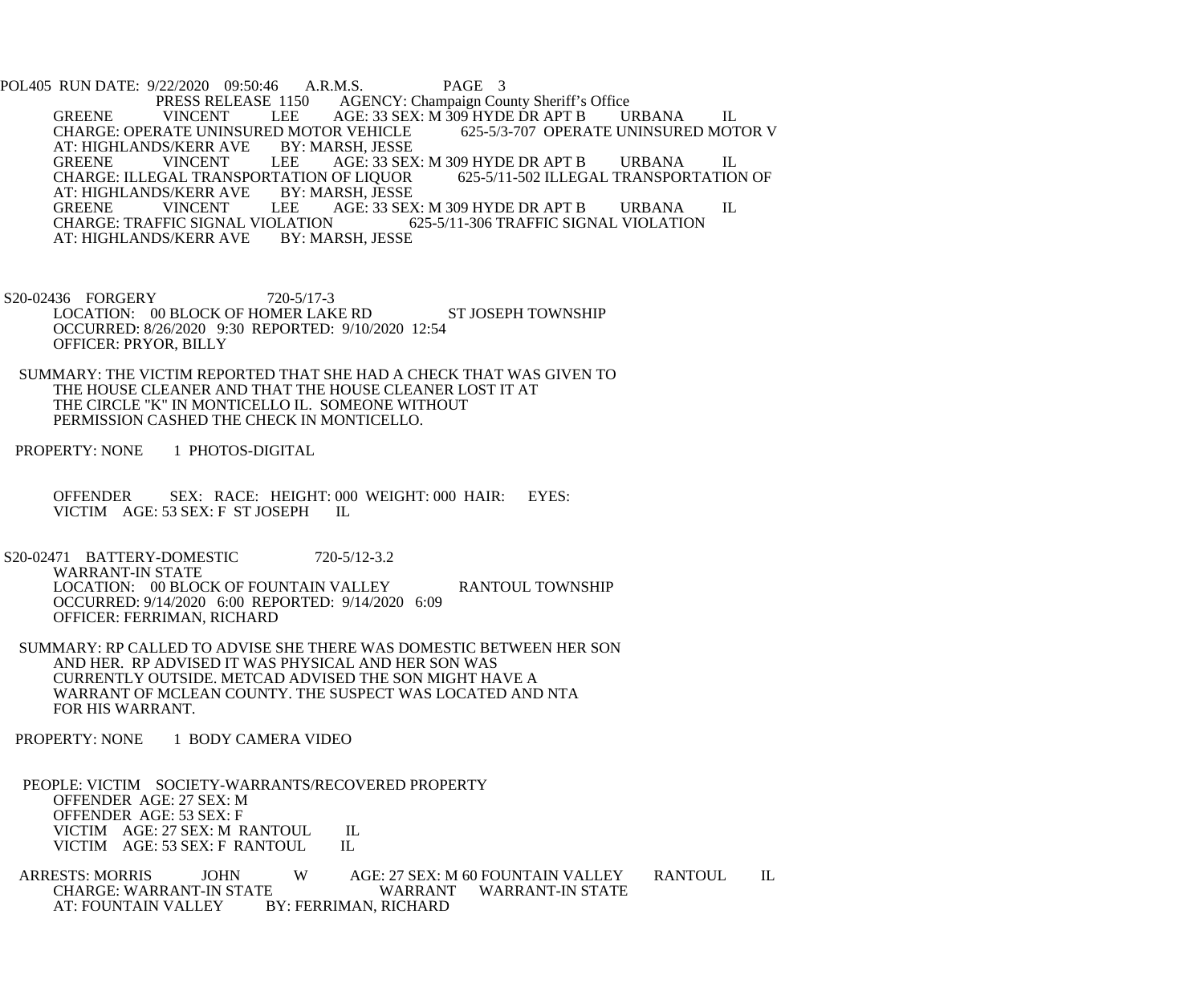POL405 RUN DATE: 9/22/2020 09:50:46 A.R.M.S. PAGE 3

PRESS RELEASE 1150 AGENCY: Champaign County Sheriff's Office

GREENE VINCENT LEE AGE: 33 SEX: M 309 HYDE DR APT B URBANA IL
CHARGE: OPERATE UNINSURED MOTOR VEHICLE 625-5/3-707 OPERATE UNINSURED MOTOR V
AT: HIGHLANDS/KERR AVE BY: MARSH, JESSE

GREENE VINCENT LEE AGE: 33 SEX: M 309 HYDE DR APT B URBANA IL
CHARGE: ILLEGAL TRANSPORTATION OF LIQUOR 625-5/11-502 ILLEGAL TRANSPORTATION OF
AT: HIGHLANDS/KERR AVE BY: MARSH, JESSE

GREENE VINCENT LEE AGE: 33 SEX: M 309 HYDE DR APT B URBANA IL
CHARGE: TRAFFIC SIGNAL VIOLATION 625-5/11-306 TRAFFIC SIGNAL VIOLATION
AT: HIGHLANDS/KERR AVE BY: MARSH, JESSE

S20-02436 FORGERY 720-5/17-3
LOCATION: 00 BLOCK OF HOMER LAKE RD ST JOSEPH TOWNSHIP
OCCURRED: 8/26/2020 9:30 REPORTED: 9/10/2020 12:54
OFFICER: PRYOR, BILLY

SUMMARY: THE VICTIM REPORTED THAT SHE HAD A CHECK THAT WAS GIVEN TO THE HOUSE CLEANER AND THAT THE HOUSE CLEANER LOST IT AT THE CIRCLE "K" IN MONTICELLO IL. SOMEONE WITHOUT PERMISSION CASHED THE CHECK IN MONTICELLO.

PROPERTY: NONE 1 PHOTOS-DIGITAL

OFFENDER SEX: RACE: HEIGHT: 000 WEIGHT: 000 HAIR: EYES:
VICTIM AGE: 53 SEX: F ST JOSEPH IL

S20-02471 BATTERY-DOMESTIC 720-5/12-3.2
WARRANT-IN STATE
LOCATION: 00 BLOCK OF FOUNTAIN VALLEY RANTOUL TOWNSHIP
OCCURRED: 9/14/2020 6:00 REPORTED: 9/14/2020 6:09
OFFICER: FERRIMAN, RICHARD

SUMMARY: RP CALLED TO ADVISE SHE THERE WAS DOMESTIC BETWEEN HER SON AND HER. RP ADVISED IT WAS PHYSICAL AND HER SON WAS CURRENTLY OUTSIDE. METCAD ADVISED THE SON MIGHT HAVE A WARRANT OF MCLEAN COUNTY. THE SUSPECT WAS LOCATED AND NTA FOR HIS WARRANT.

PROPERTY: NONE 1 BODY CAMERA VIDEO

PEOPLE: VICTIM SOCIETY-WARRANTS/RECOVERED PROPERTY
OFFENDER AGE: 27 SEX: M
OFFENDER AGE: 53 SEX: F
VICTIM AGE: 27 SEX: M RANTOUL IL
VICTIM AGE: 53 SEX: F RANTOUL IL

ARRESTS: MORRIS JOHN W AGE: 27 SEX: M 60 FOUNTAIN VALLEY RANTOUL IL
CHARGE: WARRANT-IN STATE WARRANT WARRANT-IN STATE
AT: FOUNTAIN VALLEY BY: FERRIMAN, RICHARD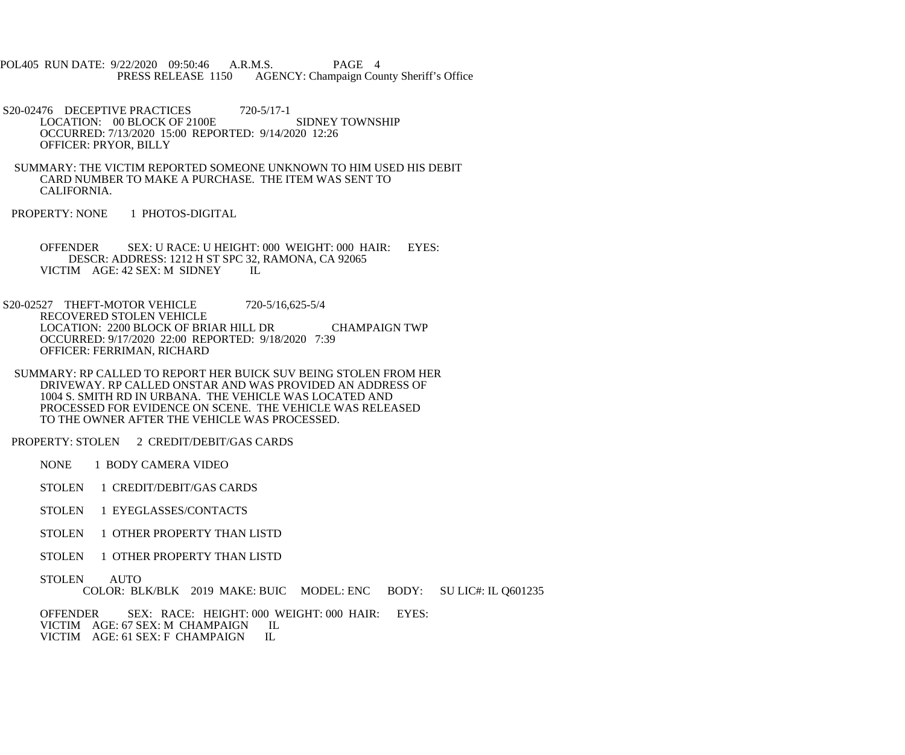S20-02476 DECEPTIVE PRACTICES 720-5/17-1
LOCATION: 00 BLOCK OF 2100E SIDNEY TOWNSHIP
OCCURRED: 7/13/2020 15:00 REPORTED: 9/14/2020 12:26
OFFICER: PRYOR, BILLY

SUMMARY: THE VICTIM REPORTED SOMEONE UNKNOWN TO HIM USED HIS DEBIT CARD NUMBER TO MAKE A PURCHASE. THE ITEM WAS SENT TO CALIFORNIA.

PROPERTY: NONE 1 PHOTOS-DIGITAL

OFFENDER SEX: U RACE: U HEIGHT: 000 WEIGHT: 000 HAIR: EYES:
DESCR: ADDRESS: 1212 H ST SPC 32, RAMONA, CA 92065
VICTIM AGE: 42 SEX: M SIDNEY IL

S20-02527 THEFT-MOTOR VEHICLE 720-5/16,625-5/4
RECOVERED STOLEN VEHICLE
LOCATION: 2200 BLOCK OF BRIAR HILL DR CHAMPAIGN TWP
OCCURRED: 9/17/2020 22:00 REPORTED: 9/18/2020 7:39
OFFICER: FERRIMAN, RICHARD

SUMMARY: RP CALLED TO REPORT HER BUICK SUV BEING STOLEN FROM HER DRIVEWAY. RP CALLED ONSTAR AND WAS PROVIDED AN ADDRESS OF 1004 S. SMITH RD IN URBANA. THE VEHICLE WAS LOCATED AND PROCESSED FOR EVIDENCE ON SCENE. THE VEHICLE WAS RELEASED TO THE OWNER AFTER THE VEHICLE WAS PROCESSED.

PROPERTY: STOLEN 2 CREDIT/DEBIT/GAS CARDS

NONE 1 BODY CAMERA VIDEO

STOLEN 1 CREDIT/DEBIT/GAS CARDS

STOLEN 1 EYEGLASSES/CONTACTS

STOLEN 1 OTHER PROPERTY THAN LISTD

STOLEN 1 OTHER PROPERTY THAN LISTD

STOLEN AUTO
COLOR: BLK/BLK 2019 MAKE: BUIC MODEL: ENC BODY: SU LIC#: IL Q601235

OFFENDER SEX: RACE: HEIGHT: 000 WEIGHT: 000 HAIR: EYES:
VICTIM AGE: 67 SEX: M CHAMPAIGN IL
VICTIM AGE: 61 SEX: F CHAMPAIGN IL